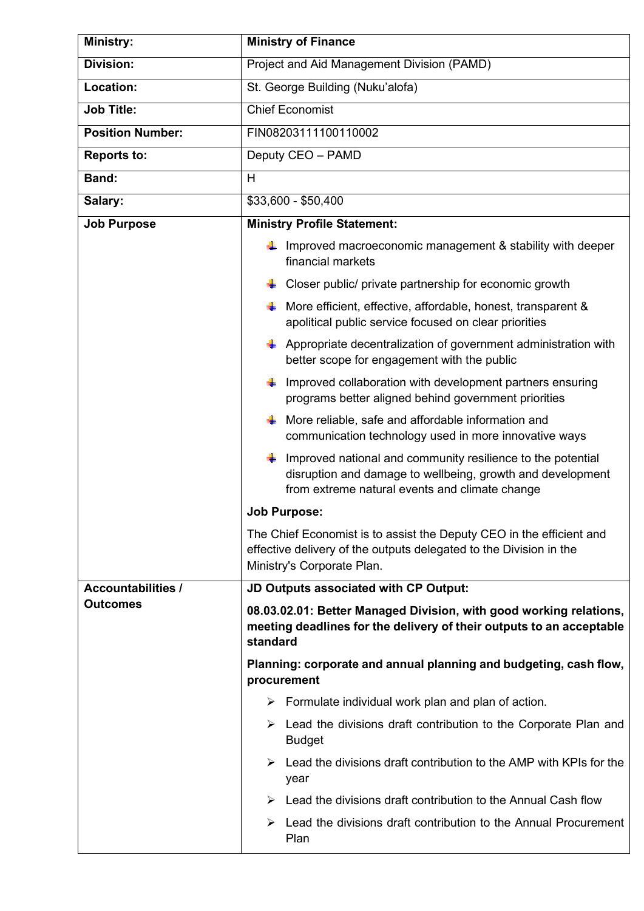| | |
|---|---|
| **Ministry:** | **Ministry of Finance** |
| **Division:** | Project and Aid Management Division (PAMD) |
| **Location:** | St. George Building (Nuku'alofa) |
| **Job Title:** | Chief Economist |
| **Position Number:** | FIN08203111100110002 |
| **Reports to:** | Deputy CEO – PAMD |
| **Band:** | H |
| **Salary:** | $33,600 - $50,400 |
| **Job Purpose** | **Ministry Profile Statement:**<br>- Improved macroeconomic management & stability with deeper financial markets<br>- Closer public/ private partnership for economic growth<br>- More efficient, effective, affordable, honest, transparent & apolitical public service focused on clear priorities<br>- Appropriate decentralization of government administration with better scope for engagement with the public<br>- Improved collaboration with development partners ensuring programs better aligned behind government priorities<br>- More reliable, safe and affordable information and communication technology used in more innovative ways<br>- Improved national and community resilience to the potential disruption and damage to wellbeing, growth and development from extreme natural events and climate change<br><br>**Job Purpose:**<br>The Chief Economist is to assist the Deputy CEO in the efficient and effective delivery of the outputs delegated to the Division in the Ministry's Corporate Plan. |
| **Accountabilities / Outcomes** | **JD Outputs associated with CP Output:**<br>**08.03.02.01: Better Managed Division, with good working relations, meeting deadlines for the delivery of their outputs to an acceptable standard**<br>**Planning: corporate and annual planning and budgeting, cash flow, procurement**<br>- Formulate individual work plan and plan of action.<br>- Lead the divisions draft contribution to the Corporate Plan and Budget<br>- Lead the divisions draft contribution to the AMP with KPIs for the year<br>- Lead the divisions draft contribution to the Annual Cash flow<br>- Lead the divisions draft contribution to the Annual Procurement Plan |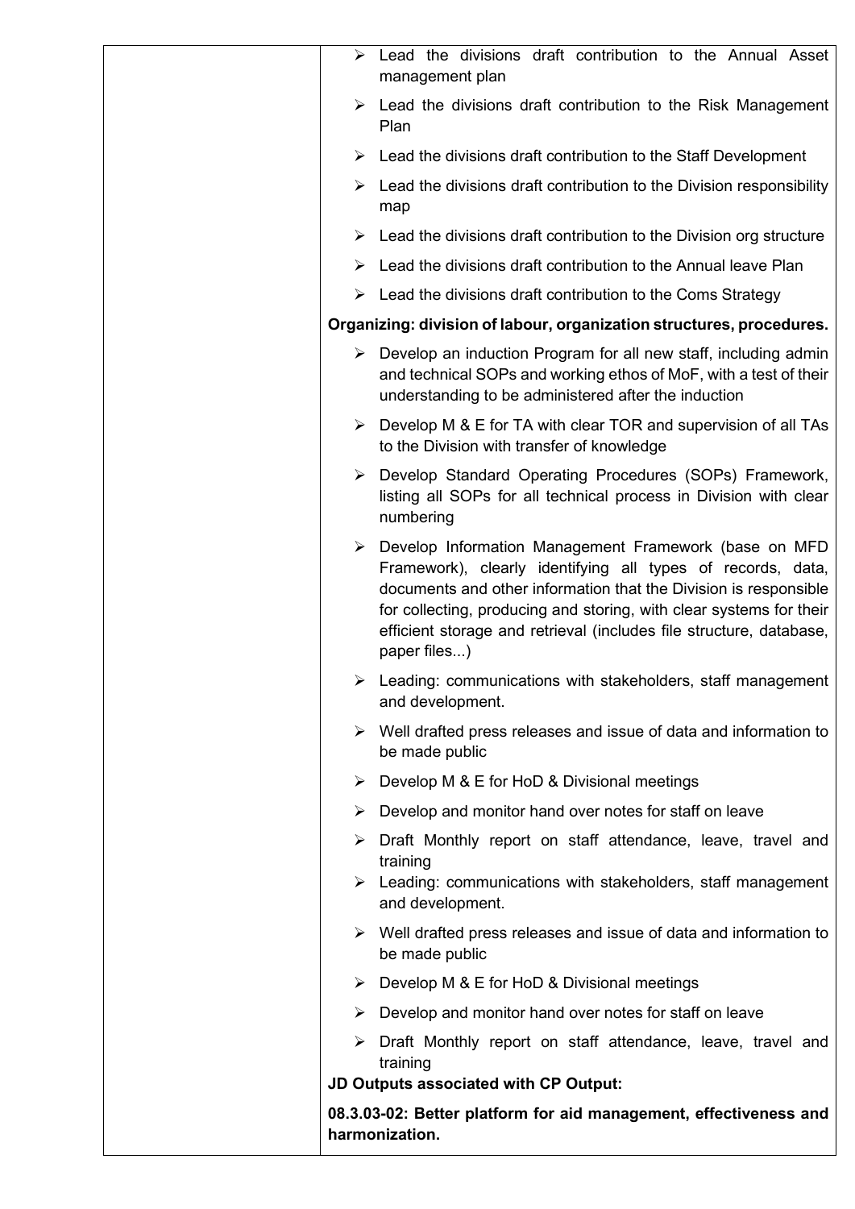| | |
|---|---|
| | ➢ Lead the divisions draft contribution to the Annual Asset management plan<br>➢ Lead the divisions draft contribution to the Risk Management Plan<br>➢ Lead the divisions draft contribution to the Staff Development<br>➢ Lead the divisions draft contribution to the Division responsibility map<br>➢ Lead the divisions draft contribution to the Division org structure<br>➢ Lead the divisions draft contribution to the Annual leave Plan<br>➢ Lead the divisions draft contribution to the Coms Strategy<br>**Organizing: division of labour, organization structures, procedures.**<br>➢ Develop an induction Program for all new staff, including admin and technical SOPs and working ethos of MoF, with a test of their understanding to be administered after the induction<br>➢ Develop M & E for TA with clear TOR and supervision of all TAs to the Division with transfer of knowledge<br>➢ Develop Standard Operating Procedures (SOPs) Framework, listing all SOPs for all technical process in Division with clear numbering<br>➢ Develop Information Management Framework (base on MFD Framework), clearly identifying all types of records, data, documents and other information that the Division is responsible for collecting, producing and storing, with clear systems for their efficient storage and retrieval (includes file structure, database, paper files...)<br>➢ Leading: communications with stakeholders, staff management and development.<br>➢ Well drafted press releases and issue of data and information to be made public<br>➢ Develop M & E for HoD & Divisional meetings<br>➢ Develop and monitor hand over notes for staff on leave<br>➢ Draft Monthly report on staff attendance, leave, travel and training<br>➢ Leading: communications with stakeholders, staff management and development.<br>➢ Well drafted press releases and issue of data and information to be made public<br>➢ Develop M & E for HoD & Divisional meetings<br>➢ Develop and monitor hand over notes for staff on leave<br>➢ Draft Monthly report on staff attendance, leave, travel and training<br>**JD Outputs associated with CP Output:**<br>**08.3.03-02: Better platform for aid management, effectiveness and harmonization.** |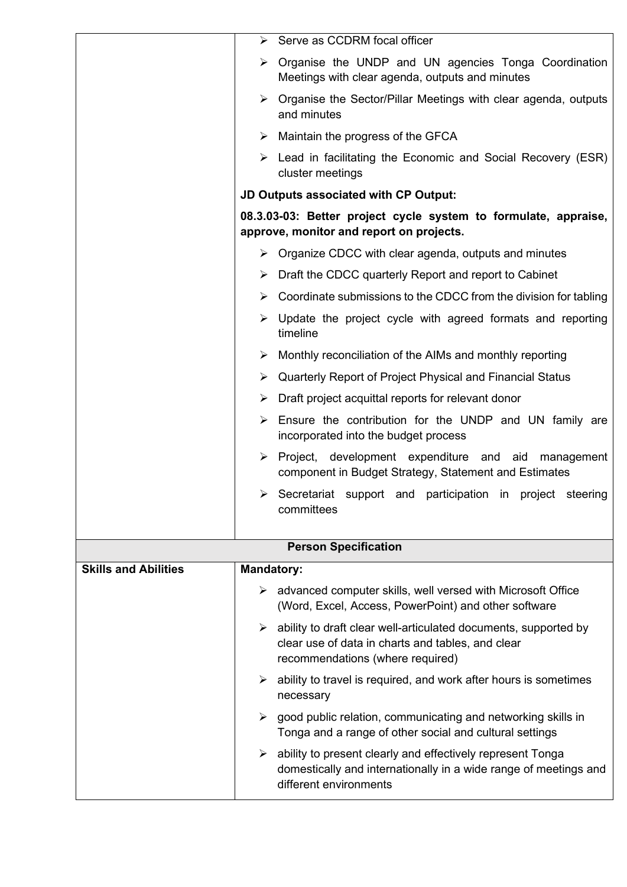| | |
|---|---|
| | ➢ Serve as CCDRM focal officer<br>➢ Organise the UNDP and UN agencies Tonga Coordination Meetings with clear agenda, outputs and minutes<br>➢ Organise the Sector/Pillar Meetings with clear agenda, outputs and minutes<br>➢ Maintain the progress of the GFCA<br>➢ Lead in facilitating the Economic and Social Recovery (ESR) cluster meetings<br>**JD Outputs associated with CP Output:**<br>**08.3.03-03: Better project cycle system to formulate, appraise, approve, monitor and report on projects.**<br>➢ Organize CDCC with clear agenda, outputs and minutes<br>➢ Draft the CDCC quarterly Report and report to Cabinet<br>➢ Coordinate submissions to the CDCC from the division for tabling<br>➢ Update the project cycle with agreed formats and reporting timeline<br>➢ Monthly reconciliation of the AIMs and monthly reporting<br>➢ Quarterly Report of Project Physical and Financial Status<br>➢ Draft project acquittal reports for relevant donor<br>➢ Ensure the contribution for the UNDP and UN family are incorporated into the budget process<br>➢ Project, development expenditure and aid management component in Budget Strategy, Statement and Estimates<br>➢ Secretariat support and participation in project steering committees |
| **Person Specification** | |
| **Skills and Abilities** | **Mandatory:**<br>➢ advanced computer skills, well versed with Microsoft Office (Word, Excel, Access, PowerPoint) and other software<br>➢ ability to draft clear well-articulated documents, supported by clear use of data in charts and tables, and clear recommendations (where required)<br>➢ ability to travel is required, and work after hours is sometimes necessary<br>➢ good public relation, communicating and networking skills in Tonga and a range of other social and cultural settings<br>➢ ability to present clearly and effectively represent Tonga domestically and internationally in a wide range of meetings and different environments |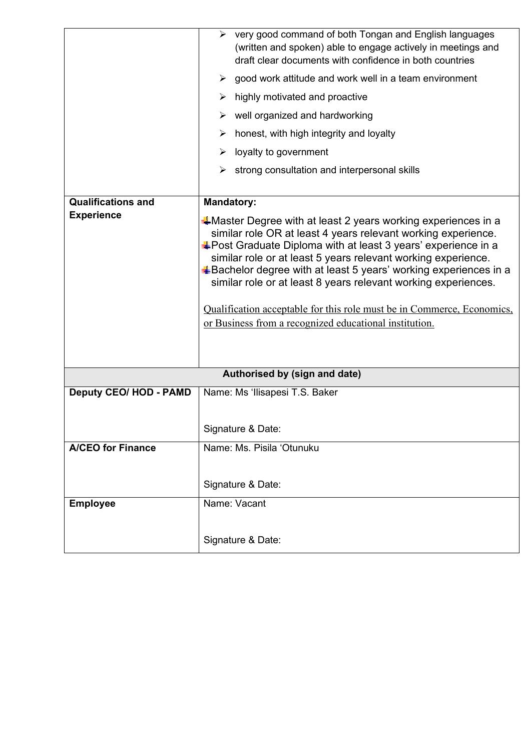| | |
|---|---|
| | ➢ very good command of both Tongan and English languages (written and spoken) able to engage actively in meetings and draft clear documents with confidence in both countries<br>➢ good work attitude and work well in a team environment<br>➢ highly motivated and proactive<br>➢ well organized and hardworking<br>➢ honest, with high integrity and loyalty<br>➢ loyalty to government<br>➢ strong consultation and interpersonal skills |
| **Qualifications and Experience** | **Mandatory:**<br>- Master Degree with at least 2 years working experiences in a similar role OR at least 4 years relevant working experience.<br>- Post Graduate Diploma with at least 3 years' experience in a similar role or at least 5 years relevant working experience.<br>- Bachelor degree with at least 5 years' working experiences in a similar role or at least 8 years relevant working experiences.<br><br>Qualification acceptable for this role must be in Commerce, Economics, or Business from a recognized educational institution. |
| **Authorised by (sign and date)** | |
| **Deputy CEO/ HOD - PAMD** | Name: Ms 'Ilisapesi T.S. Baker<br><br>Signature & Date: |
| **A/CEO for Finance** | Name: Ms. Pisila 'Otunuku<br><br>Signature & Date: |
| **Employee** | Name: Vacant<br><br>Signature & Date: |